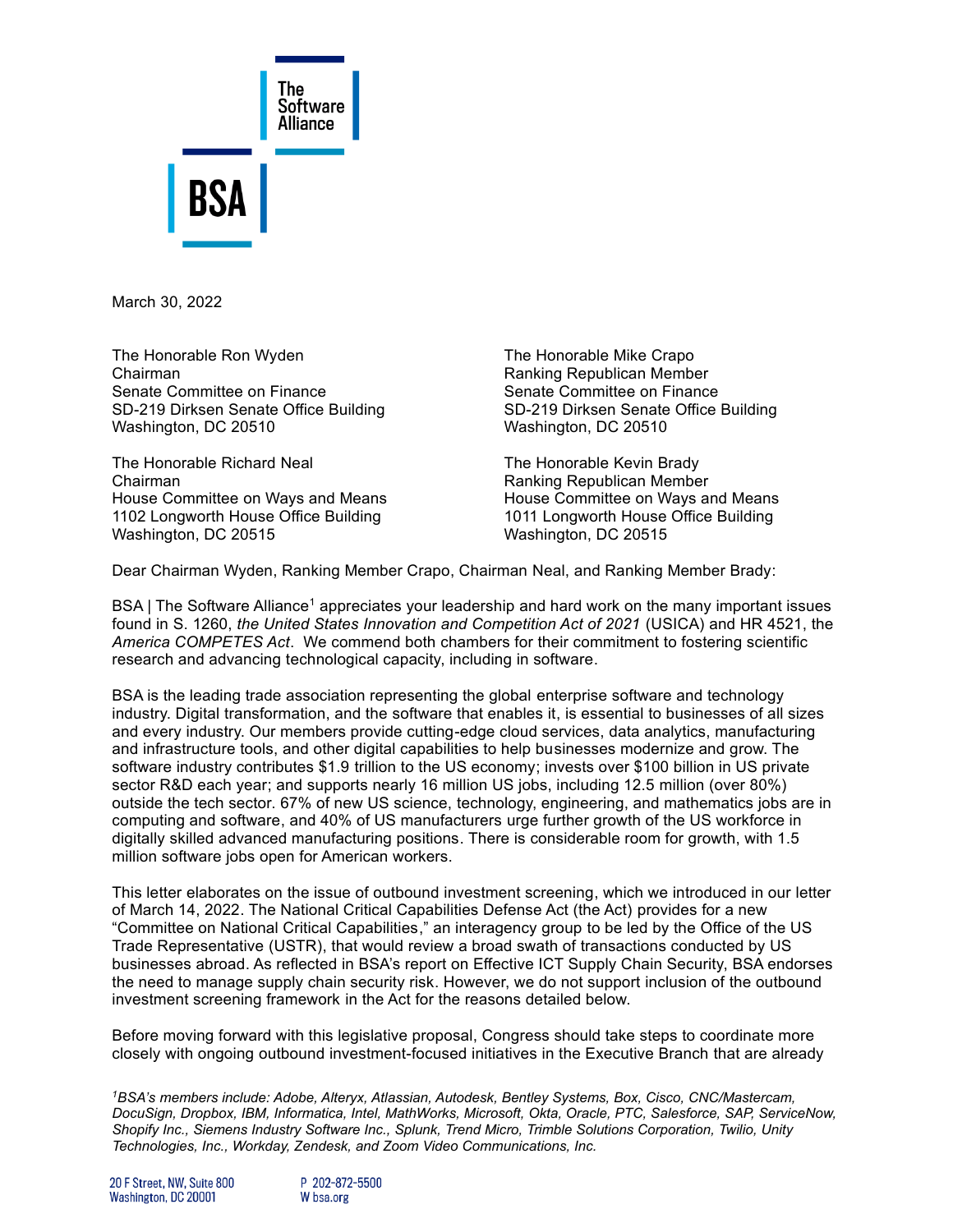March 30, 2022

The Honorable Ron Wyden
Chairman
Senate Committee on Finance
SD-219 Dirksen Senate Office Building
Washington, DC 20510

The Honorable Mike Crapo
Ranking Republican Member
Senate Committee on Finance
SD-219 Dirksen Senate Office Building
Washington, DC 20510

The Honorable Richard Neal
Chairman
House Committee on Ways and Means
1102 Longworth House Office Building
Washington, DC 20515

The Honorable Kevin Brady
Ranking Republican Member
House Committee on Ways and Means
1011 Longworth House Office Building
Washington, DC 20515

Dear Chairman Wyden, Ranking Member Crapo, Chairman Neal, and Ranking Member Brady:

BSA | The Software Alliance[1] appreciates your leadership and hard work on the many important issues found in S. 1260, *the United States Innovation and Competition Act of 2021* (USICA) and HR 4521, the *America COMPETES Act*. We commend both chambers for their commitment to fostering scientific research and advancing technological capacity, including in software.

BSA is the leading trade association representing the global enterprise software and technology industry. Digital transformation, and the software that enables it, is essential to businesses of all sizes and every industry. Our members provide cutting-edge cloud services, data analytics, manufacturing and infrastructure tools, and other digital capabilities to help businesses modernize and grow. The software industry contributes $1.9 trillion to the US economy; invests over $100 billion in US private sector R&D each year; and supports nearly 16 million US jobs, including 12.5 million (over 80%) outside the tech sector. 67% of new US science, technology, engineering, and mathematics jobs are in computing and software, and 40% of US manufacturers urge further growth of the US workforce in digitally skilled advanced manufacturing positions. There is considerable room for growth, with 1.5 million software jobs open for American workers.

This letter elaborates on the issue of outbound investment screening, which we introduced in our letter of March 14, 2022. The National Critical Capabilities Defense Act (the Act) provides for a new "Committee on National Critical Capabilities," an interagency group to be led by the Office of the US Trade Representative (USTR), that would review a broad swath of transactions conducted by US businesses abroad. As reflected in BSA's report on Effective ICT Supply Chain Security, BSA endorses the need to manage supply chain security risk. However, we do not support inclusion of the outbound investment screening framework in the Act for the reasons detailed below.

Before moving forward with this legislative proposal, Congress should take steps to coordinate more closely with ongoing outbound investment-focused initiatives in the Executive Branch that are already

[1] *BSA's members include: Adobe, Alteryx, Atlassian, Autodesk, Bentley Systems, Box, Cisco, CNC/Mastercam, DocuSign, Dropbox, IBM, Informatica, Intel, MathWorks, Microsoft, Okta, Oracle, PTC, Salesforce, SAP, ServiceNow, Shopify Inc., Siemens Industry Software Inc., Splunk, Trend Micro, Trimble Solutions Corporation, Twilio, Unity Technologies, Inc., Workday, Zendesk, and Zoom Video Communications, Inc.*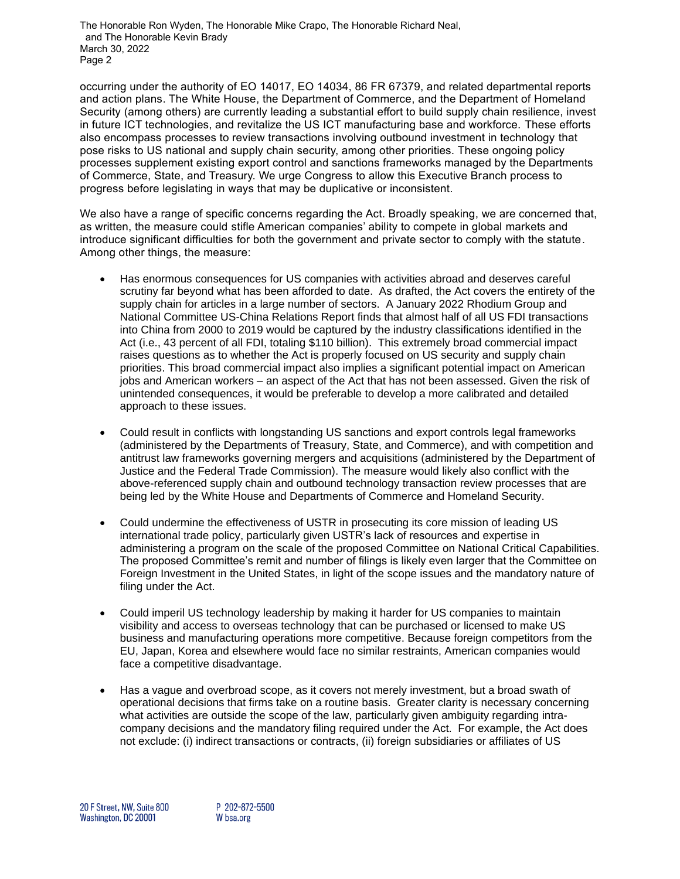occurring under the authority of EO 14017, EO 14034, 86 FR 67379, and related departmental reports and action plans. The White House, the Department of Commerce, and the Department of Homeland Security (among others) are currently leading a substantial effort to build supply chain resilience, invest in future ICT technologies, and revitalize the US ICT manufacturing base and workforce. These efforts also encompass processes to review transactions involving outbound investment in technology that pose risks to US national and supply chain security, among other priorities. These ongoing policy processes supplement existing export control and sanctions frameworks managed by the Departments of Commerce, State, and Treasury. We urge Congress to allow this Executive Branch process to progress before legislating in ways that may be duplicative or inconsistent.

We also have a range of specific concerns regarding the Act. Broadly speaking, we are concerned that, as written, the measure could stifle American companies' ability to compete in global markets and introduce significant difficulties for both the government and private sector to comply with the statute. Among other things, the measure:

- Has enormous consequences for US companies with activities abroad and deserves careful scrutiny far beyond what has been afforded to date. As drafted, the Act covers the entirety of the supply chain for articles in a large number of sectors. A January 2022 Rhodium Group and National Committee US-China Relations Report finds that almost half of all US FDI transactions into China from 2000 to 2019 would be captured by the industry classifications identified in the Act (i.e., 43 percent of all FDI, totaling $110 billion). This extremely broad commercial impact raises questions as to whether the Act is properly focused on US security and supply chain priorities. This broad commercial impact also implies a significant potential impact on American jobs and American workers – an aspect of the Act that has not been assessed. Given the risk of unintended consequences, it would be preferable to develop a more calibrated and detailed approach to these issues.

- Could result in conflicts with longstanding US sanctions and export controls legal frameworks (administered by the Departments of Treasury, State, and Commerce), and with competition and antitrust law frameworks governing mergers and acquisitions (administered by the Department of Justice and the Federal Trade Commission). The measure would likely also conflict with the above-referenced supply chain and outbound technology transaction review processes that are being led by the White House and Departments of Commerce and Homeland Security.

- Could undermine the effectiveness of USTR in prosecuting its core mission of leading US international trade policy, particularly given USTR's lack of resources and expertise in administering a program on the scale of the proposed Committee on National Critical Capabilities. The proposed Committee's remit and number of filings is likely even larger that the Committee on Foreign Investment in the United States, in light of the scope issues and the mandatory nature of filing under the Act.

- Could imperil US technology leadership by making it harder for US companies to maintain visibility and access to overseas technology that can be purchased or licensed to make US business and manufacturing operations more competitive. Because foreign competitors from the EU, Japan, Korea and elsewhere would face no similar restraints, American companies would face a competitive disadvantage.

- Has a vague and overbroad scope, as it covers not merely investment, but a broad swath of operational decisions that firms take on a routine basis. Greater clarity is necessary concerning what activities are outside the scope of the law, particularly given ambiguity regarding intra-company decisions and the mandatory filing required under the Act. For example, the Act does not exclude: (i) indirect transactions or contracts, (ii) foreign subsidiaries or affiliates of US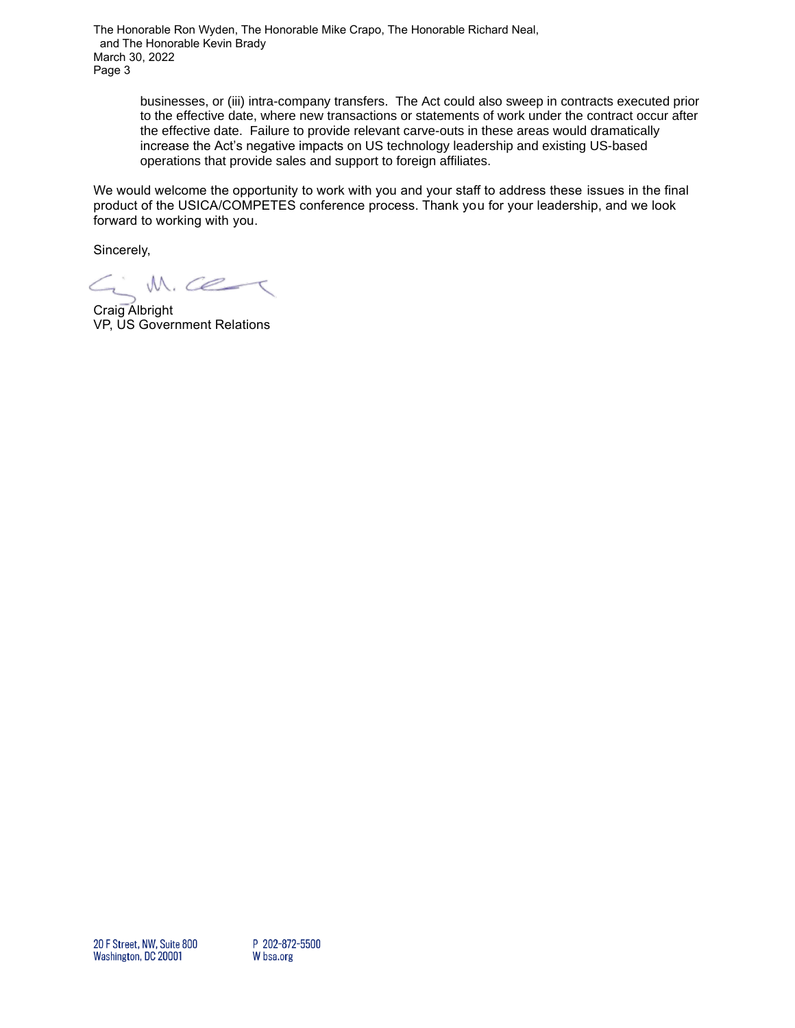businesses, or (iii) intra-company transfers. The Act could also sweep in contracts executed prior to the effective date, where new transactions or statements of work under the contract occur after the effective date. Failure to provide relevant carve-outs in these areas would dramatically increase the Act's negative impacts on US technology leadership and existing US-based operations that provide sales and support to foreign affiliates.

We would welcome the opportunity to work with you and your staff to address these issues in the final product of the USICA/COMPETES conference process. Thank you for your leadership, and we look forward to working with you.

Sincerely,

Craig Albright
VP, US Government Relations

20 F Street, NW, Suite 800
Washington, DC 20001

P 202-872-5500
W bsa.org